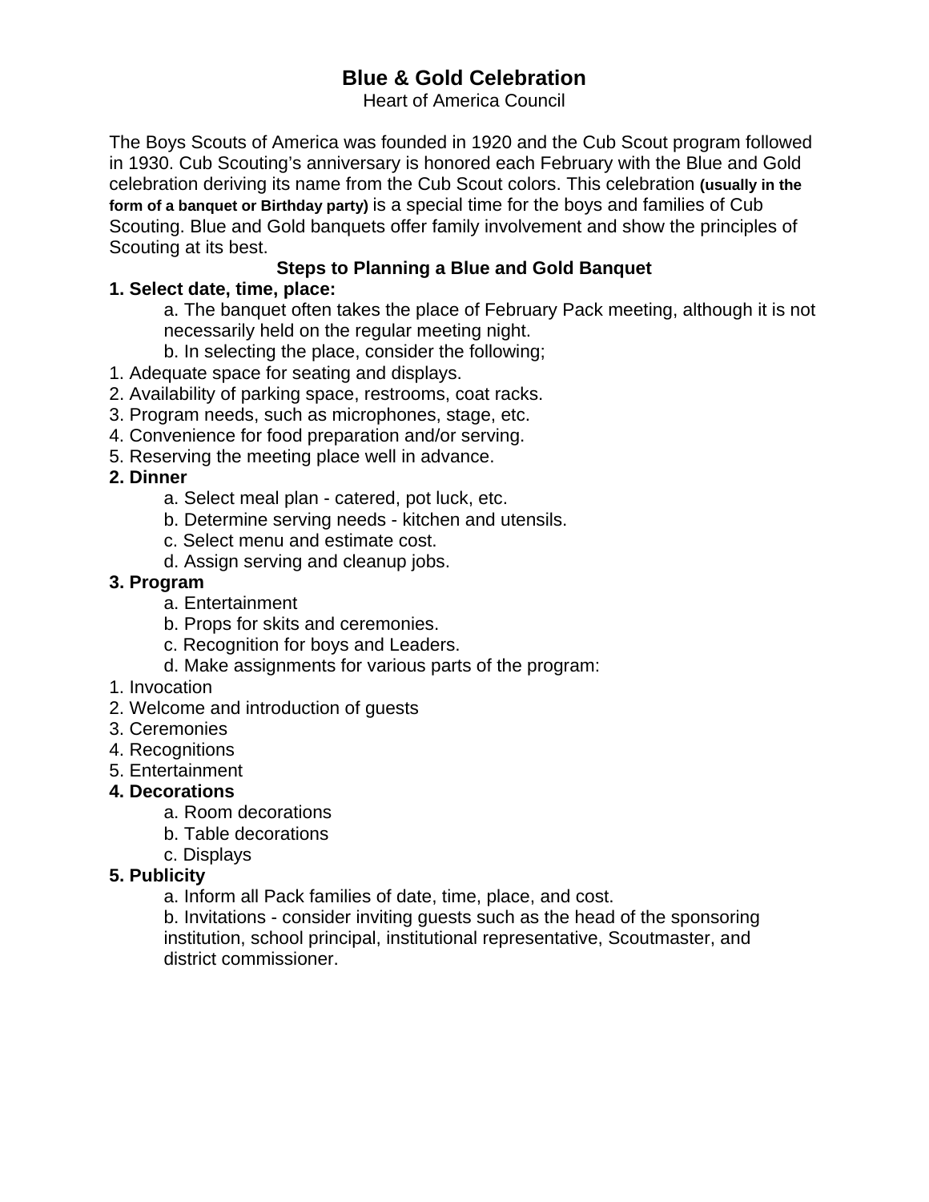# Blue & Gold Celebration

Heart of America Council

The Boys Scouts of America was founded in 1920 and the Cub Scout program followed in 1930. Cub Scouting's anniversary is honored each February with the Blue and Gold celebration deriving its name from the Cub Scout colors. This celebration **(usually in the form of a banquet or Birthday party)** is a special time for the boys and families of Cub Scouting. Blue and Gold banquets offer family involvement and show the principles of Scouting at its best.

## Steps to Planning a Blue and Gold Banquet

**1. Select date, time, place:**

a. The banquet often takes the place of February Pack meeting, although it is not necessarily held on the regular meeting night.

b. In selecting the place, consider the following;

1. Adequate space for seating and displays.
2. Availability of parking space, restrooms, coat racks.
3. Program needs, such as microphones, stage, etc.
4. Convenience for food preparation and/or serving.
5. Reserving the meeting place well in advance.

**2. Dinner**

a. Select meal plan - catered, pot luck, etc.

b. Determine serving needs - kitchen and utensils.

c. Select menu and estimate cost.

d. Assign serving and cleanup jobs.

**3. Program**

a. Entertainment

b. Props for skits and ceremonies.

c. Recognition for boys and Leaders.

d. Make assignments for various parts of the program:

1. Invocation
2. Welcome and introduction of guests
3. Ceremonies
4. Recognitions
5. Entertainment

**4. Decorations**

a. Room decorations

b. Table decorations

c. Displays

**5. Publicity**

a. Inform all Pack families of date, time, place, and cost.

b. Invitations - consider inviting guests such as the head of the sponsoring institution, school principal, institutional representative, Scoutmaster, and district commissioner.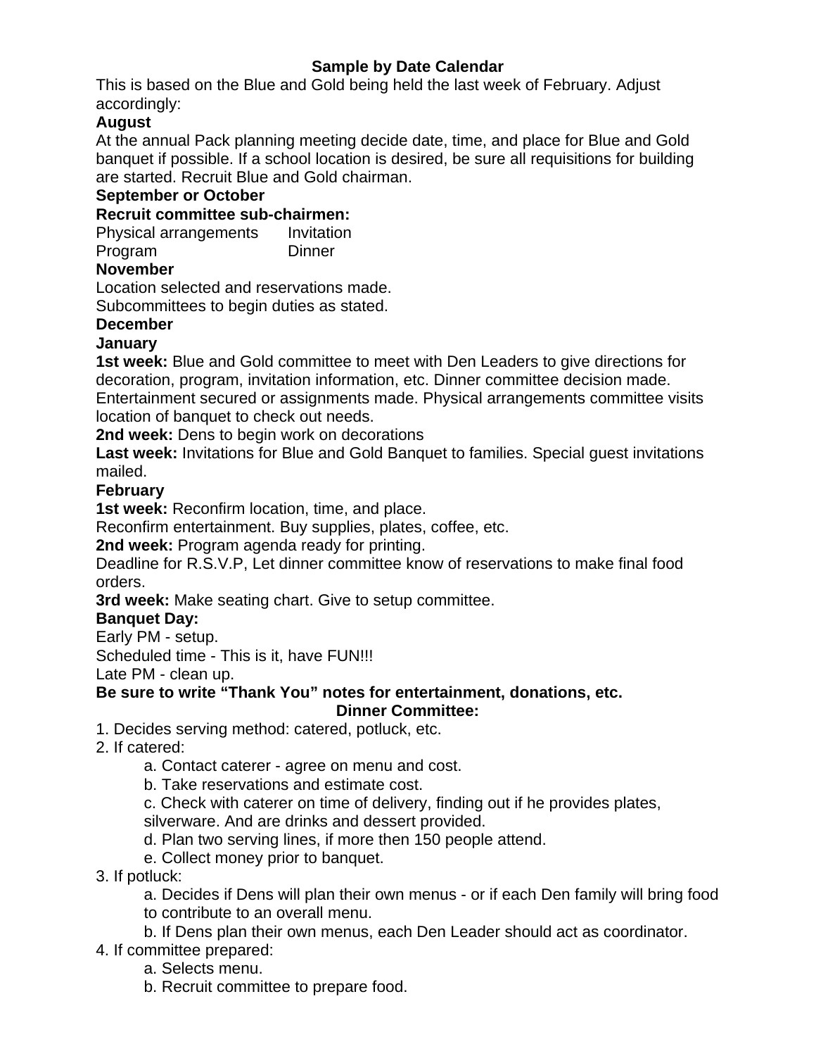## Sample by Date Calendar

This is based on the Blue and Gold being held the last week of February. Adjust accordingly:

### August

At the annual Pack planning meeting decide date, time, and place for Blue and Gold banquet if possible. If a school location is desired, be sure all requisitions for building are started. Recruit Blue and Gold chairman.

### September or October

**Recruit committee sub-chairmen:**

| | |
|---|---|
| Physical arrangements | Invitation |
| Program | Dinner |

### November

Location selected and reservations made.
Subcommittees to begin duties as stated.

### December

### January

**1st week:** Blue and Gold committee to meet with Den Leaders to give directions for decoration, program, invitation information, etc. Dinner committee decision made. Entertainment secured or assignments made. Physical arrangements committee visits location of banquet to check out needs.

**2nd week:** Dens to begin work on decorations

**Last week:** Invitations for Blue and Gold Banquet to families. Special guest invitations mailed.

### February

**1st week:** Reconfirm location, time, and place.
Reconfirm entertainment. Buy supplies, plates, coffee, etc.

**2nd week:** Program agenda ready for printing.
Deadline for R.S.V.P, Let dinner committee know of reservations to make final food orders.

**3rd week:** Make seating chart. Give to setup committee.

### Banquet Day:

Early PM - setup.
Scheduled time - This is it, have FUN!!!
Late PM - clean up.

**Be sure to write "Thank You" notes for entertainment, donations, etc.**

## Dinner Committee:

1. Decides serving method: catered, potluck, etc.
2. If catered:
   a. Contact caterer - agree on menu and cost.
   b. Take reservations and estimate cost.
   c. Check with caterer on time of delivery, finding out if he provides plates, silverware. And are drinks and dessert provided.
   d. Plan two serving lines, if more then 150 people attend.
   e. Collect money prior to banquet.
3. If potluck:
   a. Decides if Dens will plan their own menus - or if each Den family will bring food to contribute to an overall menu.
   b. If Dens plan their own menus, each Den Leader should act as coordinator.
4. If committee prepared:
   a. Selects menu.
   b. Recruit committee to prepare food.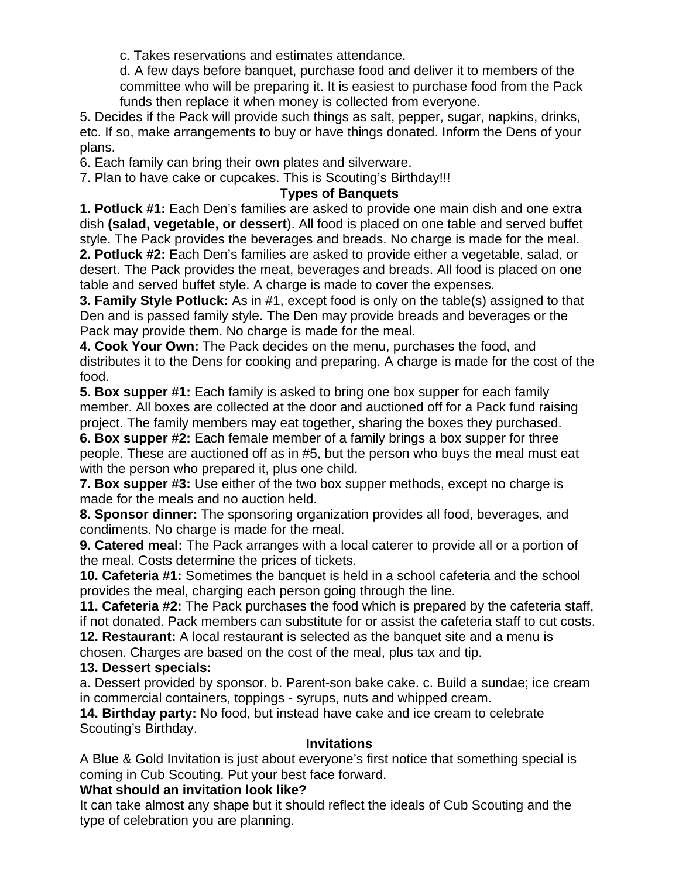c. Takes reservations and estimates attendance.

d. A few days before banquet, purchase food and deliver it to members of the committee who will be preparing it. It is easiest to purchase food from the Pack funds then replace it when money is collected from everyone.

5. Decides if the Pack will provide such things as salt, pepper, sugar, napkins, drinks, etc. If so, make arrangements to buy or have things donated. Inform the Dens of your plans.
6. Each family can bring their own plates and silverware.
7. Plan to have cake or cupcakes. This is Scouting's Birthday!!!

### Types of Banquets

**1. Potluck #1:** Each Den's families are asked to provide one main dish and one extra dish **(salad, vegetable, or dessert**). All food is placed on one table and served buffet style. The Pack provides the beverages and breads. No charge is made for the meal.
**2. Potluck #2:** Each Den's families are asked to provide either a vegetable, salad, or desert. The Pack provides the meat, beverages and breads. All food is placed on one table and served buffet style. A charge is made to cover the expenses.
**3. Family Style Potluck:** As in #1, except food is only on the table(s) assigned to that Den and is passed family style. The Den may provide breads and beverages or the Pack may provide them. No charge is made for the meal.
**4. Cook Your Own:** The Pack decides on the menu, purchases the food, and distributes it to the Dens for cooking and preparing. A charge is made for the cost of the food.
**5. Box supper #1:** Each family is asked to bring one box supper for each family member. All boxes are collected at the door and auctioned off for a Pack fund raising project. The family members may eat together, sharing the boxes they purchased.
**6. Box supper #2:** Each female member of a family brings a box supper for three people. These are auctioned off as in #5, but the person who buys the meal must eat with the person who prepared it, plus one child.
**7. Box supper #3:** Use either of the two box supper methods, except no charge is made for the meals and no auction held.
**8. Sponsor dinner:** The sponsoring organization provides all food, beverages, and condiments. No charge is made for the meal.
**9. Catered meal:** The Pack arranges with a local caterer to provide all or a portion of the meal. Costs determine the prices of tickets.
**10. Cafeteria #1:** Sometimes the banquet is held in a school cafeteria and the school provides the meal, charging each person going through the line.
**11. Cafeteria #2:** The Pack purchases the food which is prepared by the cafeteria staff, if not donated. Pack members can substitute for or assist the cafeteria staff to cut costs.
**12. Restaurant:** A local restaurant is selected as the banquet site and a menu is chosen. Charges are based on the cost of the meal, plus tax and tip.
**13. Dessert specials:**
a. Dessert provided by sponsor. b. Parent-son bake cake. c. Build a sundae; ice cream in commercial containers, toppings - syrups, nuts and whipped cream.
**14. Birthday party:** No food, but instead have cake and ice cream to celebrate Scouting's Birthday.

### Invitations

A Blue & Gold Invitation is just about everyone's first notice that something special is coming in Cub Scouting. Put your best face forward.

**What should an invitation look like?**

It can take almost any shape but it should reflect the ideals of Cub Scouting and the type of celebration you are planning.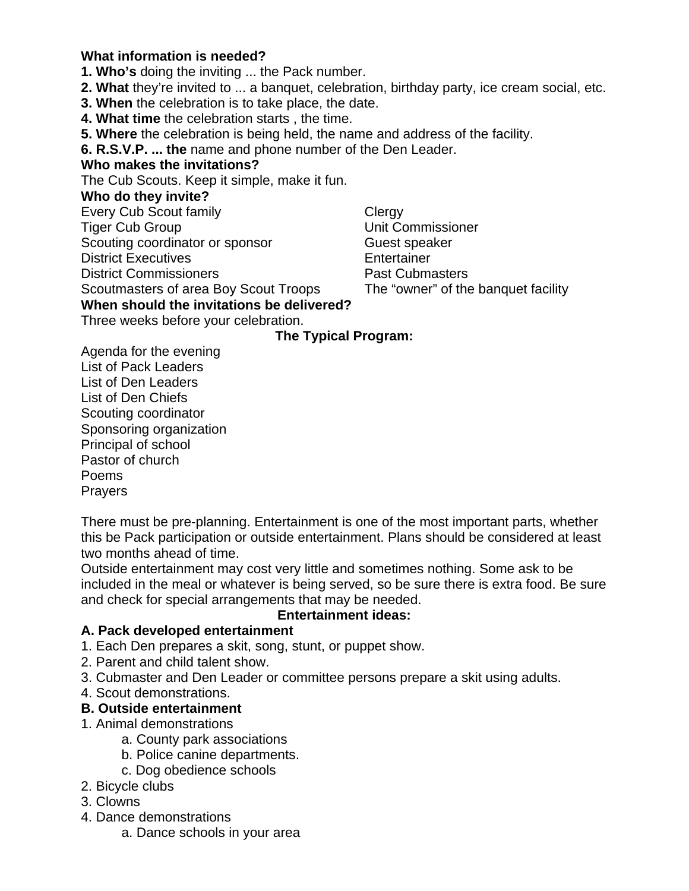**What information is needed?**

**1. Who's** doing the inviting ... the Pack number.
**2. What** they're invited to ... a banquet, celebration, birthday party, ice cream social, etc.
**3. When** the celebration is to take place, the date.
**4. What time** the celebration starts , the time.
**5. Where** the celebration is being held, the name and address of the facility.
**6. R.S.V.P. ... the** name and phone number of the Den Leader.

**Who makes the invitations?**

The Cub Scouts. Keep it simple, make it fun.

**Who do they invite?**

Every Cub Scout family
Tiger Cub Group
Scouting coordinator or sponsor
District Executives
District Commissioners
Scoutmasters of area Boy Scout Troops
Clergy
Unit Commissioner
Guest speaker
Entertainer
Past Cubmasters
The "owner" of the banquet facility

**When should the invitations be delivered?**

Three weeks before your celebration.

**The Typical Program:**

Agenda for the evening
List of Pack Leaders
List of Den Leaders
List of Den Chiefs
Scouting coordinator
Sponsoring organization
Principal of school
Pastor of church
Poems
Prayers

There must be pre-planning. Entertainment is one of the most important parts, whether this be Pack participation or outside entertainment. Plans should be considered at least two months ahead of time.

Outside entertainment may cost very little and sometimes nothing. Some ask to be included in the meal or whatever is being served, so be sure there is extra food. Be sure and check for special arrangements that may be needed.

**Entertainment ideas:**

**A. Pack developed entertainment**

1. Each Den prepares a skit, song, stunt, or puppet show.
2. Parent and child talent show.
3. Cubmaster and Den Leader or committee persons prepare a skit using adults.
4. Scout demonstrations.

**B. Outside entertainment**

1. Animal demonstrations
   a. County park associations
   b. Police canine departments.
   c. Dog obedience schools
2. Bicycle clubs
3. Clowns
4. Dance demonstrations
   a. Dance schools in your area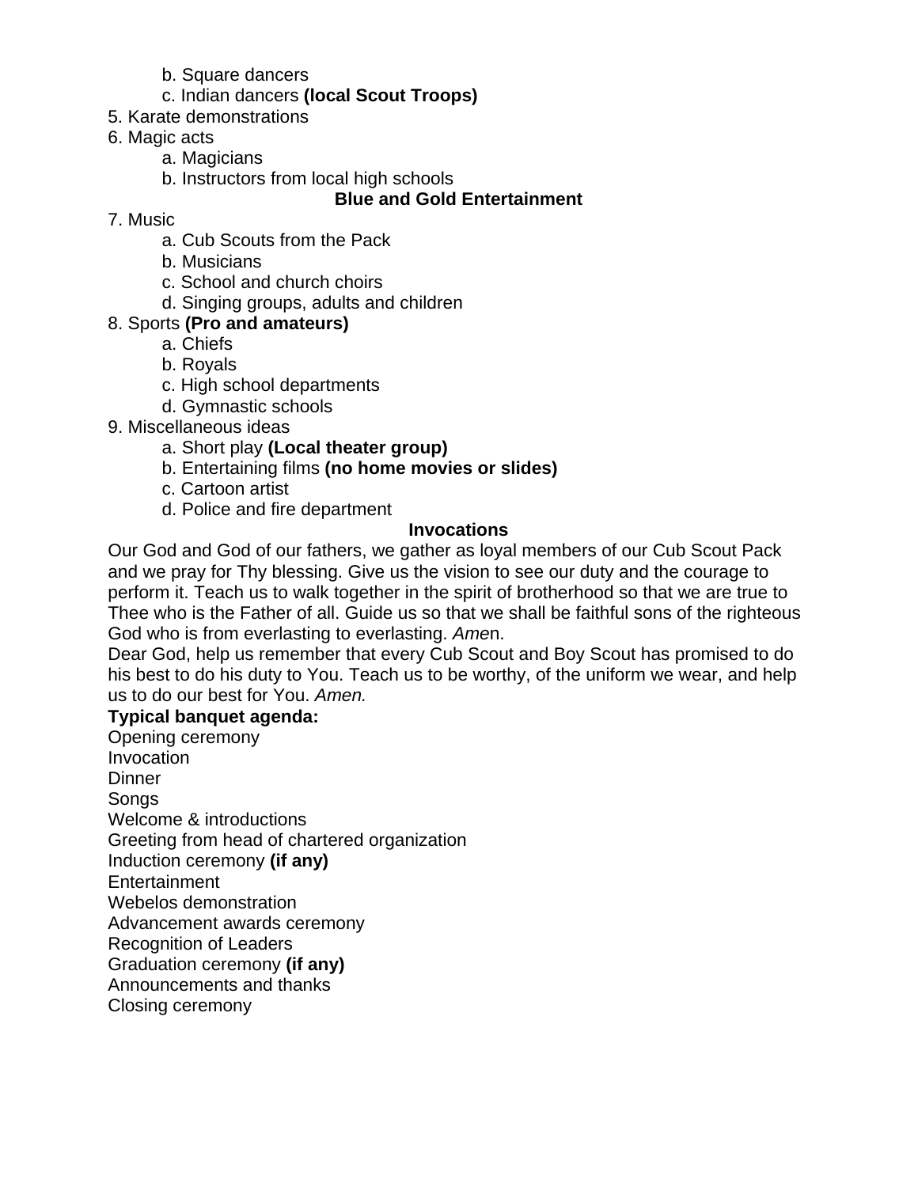- b. Square dancers
   - c. Indian dancers **(local Scout Troops)**

5. Karate demonstrations
6. Magic acts
   - a. Magicians
   - b. Instructors from local high schools

### Blue and Gold Entertainment

7. Music
   - a. Cub Scouts from the Pack
   - b. Musicians
   - c. School and church choirs
   - d. Singing groups, adults and children
8. Sports **(Pro and amateurs)**
   - a. Chiefs
   - b. Royals
   - c. High school departments
   - d. Gymnastic schools
9. Miscellaneous ideas
   - a. Short play **(Local theater group)**
   - b. Entertaining films **(no home movies or slides)**
   - c. Cartoon artist
   - d. Police and fire department

### Invocations

Our God and God of our fathers, we gather as loyal members of our Cub Scout Pack and we pray for Thy blessing. Give us the vision to see our duty and the courage to perform it. Teach us to walk together in the spirit of brotherhood so that we are true to Thee who is the Father of all. Guide us so that we shall be faithful sons of the righteous God who is from everlasting to everlasting. *Ame*n.

Dear God, help us remember that every Cub Scout and Boy Scout has promised to do his best to do his duty to You. Teach us to be worthy, of the uniform we wear, and help us to do our best for You. *Amen.*

**Typical banquet agenda:**

Opening ceremony
Invocation
Dinner
Songs
Welcome & introductions
Greeting from head of chartered organization
Induction ceremony **(if any)**
Entertainment
Webelos demonstration
Advancement awards ceremony
Recognition of Leaders
Graduation ceremony **(if any)**
Announcements and thanks
Closing ceremony